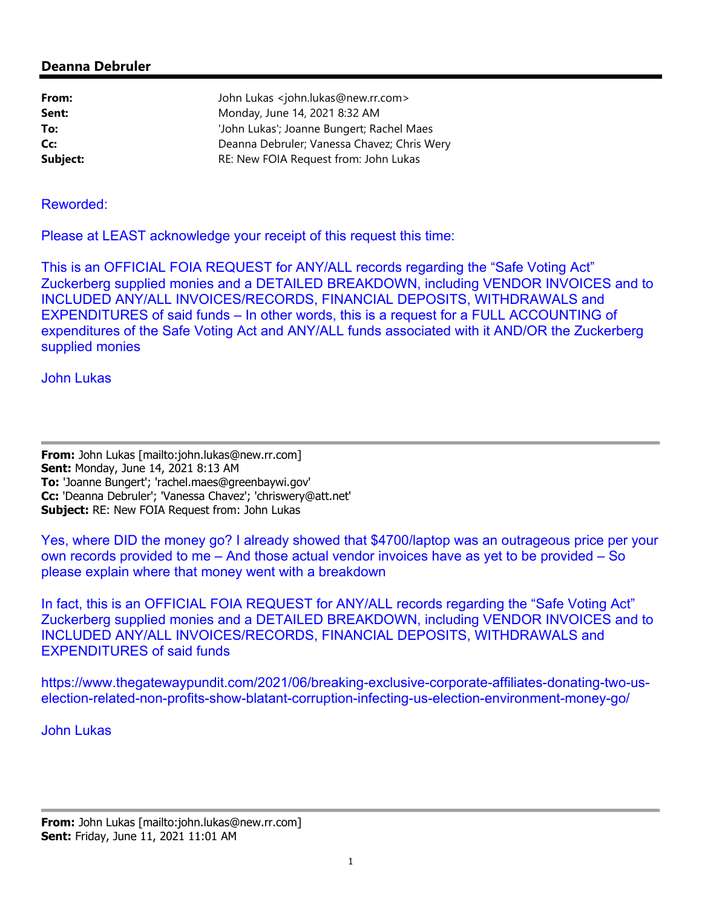## Deanna Debruler

| | |
|---|---|
| **From:** | John Lukas <john.lukas@new.rr.com> |
| **Sent:** | Monday, June 14, 2021 8:32 AM |
| **To:** | 'John Lukas'; Joanne Bungert; Rachel Maes |
| **Cc:** | Deanna Debruler; Vanessa Chavez; Chris Wery |
| **Subject:** | RE: New FOIA Request from: John Lukas |

Reworded:

Please at LEAST acknowledge your receipt of this request this time:

This is an OFFICIAL FOIA REQUEST for ANY/ALL records regarding the "Safe Voting Act" Zuckerberg supplied monies and a DETAILED BREAKDOWN, including VENDOR INVOICES and to INCLUDED ANY/ALL INVOICES/RECORDS, FINANCIAL DEPOSITS, WITHDRAWALS and EXPENDITURES of said funds – In other words, this is a request for a FULL ACCOUNTING of expenditures of the Safe Voting Act and ANY/ALL funds associated with it AND/OR the Zuckerberg supplied monies

John Lukas

---

**From:** John Lukas [mailto:john.lukas@new.rr.com]
**Sent:** Monday, June 14, 2021 8:13 AM
**To:** 'Joanne Bungert'; 'rachel.maes@greenbaywi.gov'
**Cc:** 'Deanna Debruler'; 'Vanessa Chavez'; 'chriswery@att.net'
**Subject:** RE: New FOIA Request from: John Lukas

Yes, where DID the money go? I already showed that $4700/laptop was an outrageous price per your own records provided to me – And those actual vendor invoices have as yet to be provided – So please explain where that money went with a breakdown

In fact, this is an OFFICIAL FOIA REQUEST for ANY/ALL records regarding the "Safe Voting Act" Zuckerberg supplied monies and a DETAILED BREAKDOWN, including VENDOR INVOICES and to INCLUDED ANY/ALL INVOICES/RECORDS, FINANCIAL DEPOSITS, WITHDRAWALS and EXPENDITURES of said funds

https://www.thegatewaypundit.com/2021/06/breaking-exclusive-corporate-affiliates-donating-two-us-election-related-non-profits-show-blatant-corruption-infecting-us-election-environment-money-go/

John Lukas

---

**From:** John Lukas [mailto:john.lukas@new.rr.com]
**Sent:** Friday, June 11, 2021 11:01 AM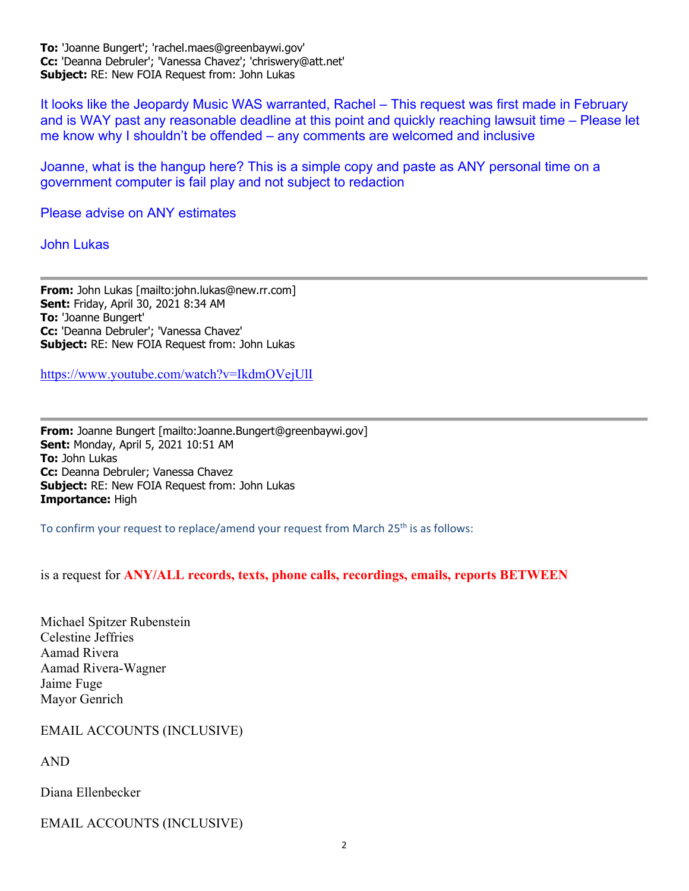**To:** 'Joanne Bungert'; 'rachel.maes@greenbaywi.gov'
**Cc:** 'Deanna Debruler'; 'Vanessa Chavez'; 'chriswery@att.net'
**Subject:** RE: New FOIA Request from: John Lukas

It looks like the Jeopardy Music WAS warranted, Rachel – This request was first made in February and is WAY past any reasonable deadline at this point and quickly reaching lawsuit time – Please let me know why I shouldn't be offended – any comments are welcomed and inclusive

Joanne, what is the hangup here? This is a simple copy and paste as ANY personal time on a government computer is fail play and not subject to redaction

Please advise on ANY estimates

John Lukas

---

**From:** John Lukas [mailto:john.lukas@new.rr.com]
**Sent:** Friday, April 30, 2021 8:34 AM
**To:** 'Joanne Bungert'
**Cc:** 'Deanna Debruler'; 'Vanessa Chavez'
**Subject:** RE: New FOIA Request from: John Lukas

https://www.youtube.com/watch?v=IkdmOVejUlI

---

**From:** Joanne Bungert [mailto:Joanne.Bungert@greenbaywi.gov]
**Sent:** Monday, April 5, 2021 10:51 AM
**To:** John Lukas
**Cc:** Deanna Debruler; Vanessa Chavez
**Subject:** RE: New FOIA Request from: John Lukas
**Importance:** High

To confirm your request to replace/amend your request from March 25th is as follows:

is a request for **ANY/ALL records, texts, phone calls, recordings, emails, reports BETWEEN**

Michael Spitzer Rubenstein
Celestine Jeffries
Aamad Rivera
Aamad Rivera-Wagner
Jaime Fuge
Mayor Genrich

EMAIL ACCOUNTS (INCLUSIVE)

AND

Diana Ellenbecker

EMAIL ACCOUNTS (INCLUSIVE)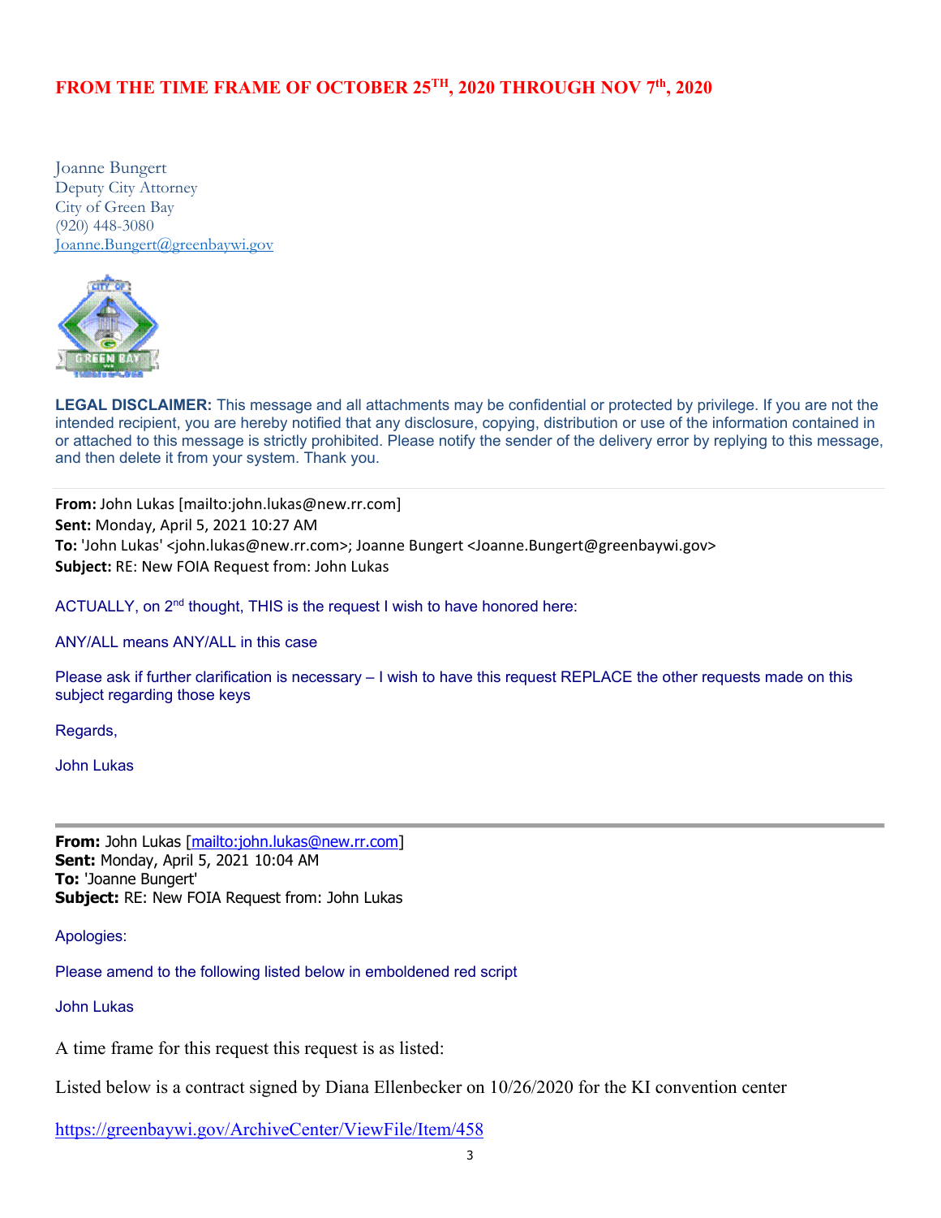**FROM THE TIME FRAME OF OCTOBER 25TH, 2020 THROUGH NOV 7th, 2020**

Joanne Bungert
Deputy City Attorney
City of Green Bay
(920) 448-3080
Joanne.Bungert@greenbaywi.gov

**LEGAL DISCLAIMER:** This message and all attachments may be confidential or protected by privilege. If you are not the intended recipient, you are hereby notified that any disclosure, copying, distribution or use of the information contained in or attached to this message is strictly prohibited. Please notify the sender of the delivery error by replying to this message, and then delete it from your system. Thank you.

---

**From:** John Lukas [mailto:john.lukas@new.rr.com]
**Sent:** Monday, April 5, 2021 10:27 AM
**To:** 'John Lukas' <john.lukas@new.rr.com>; Joanne Bungert <Joanne.Bungert@greenbaywi.gov>
**Subject:** RE: New FOIA Request from: John Lukas

ACTUALLY, on 2nd thought, THIS is the request I wish to have honored here:

ANY/ALL means ANY/ALL in this case

Please ask if further clarification is necessary – I wish to have this request REPLACE the other requests made on this subject regarding those keys

Regards,

John Lukas

---

**From:** John Lukas [mailto:john.lukas@new.rr.com]
**Sent:** Monday, April 5, 2021 10:04 AM
**To:** 'Joanne Bungert'
**Subject:** RE: New FOIA Request from: John Lukas

Apologies:

Please amend to the following listed below in emboldened red script

John Lukas

A time frame for this request this request is as listed:

Listed below is a contract signed by Diana Ellenbecker on 10/26/2020 for the KI convention center

https://greenbaywi.gov/ArchiveCenter/ViewFile/Item/458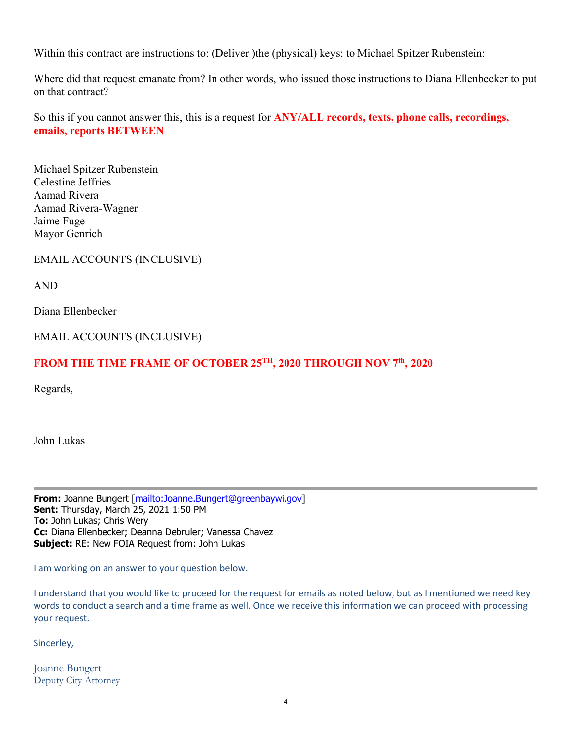Within this contract are instructions to: (Deliver )the (physical) keys: to Michael Spitzer Rubenstein:

Where did that request emanate from? In other words, who issued those instructions to Diana Ellenbecker to put on that contract?

So this if you cannot answer this, this is a request for **ANY/ALL records, texts, phone calls, recordings, emails, reports BETWEEN**

Michael Spitzer Rubenstein
Celestine Jeffries
Aamad Rivera
Aamad Rivera-Wagner
Jaime Fuge
Mayor Genrich

EMAIL ACCOUNTS (INCLUSIVE)

AND

Diana Ellenbecker

EMAIL ACCOUNTS (INCLUSIVE)

**FROM THE TIME FRAME OF OCTOBER 25TH, 2020 THROUGH NOV 7th, 2020**

Regards,

John Lukas

---

**From:** Joanne Bungert [mailto:Joanne.Bungert@greenbaywi.gov]
**Sent:** Thursday, March 25, 2021 1:50 PM
**To:** John Lukas; Chris Wery
**Cc:** Diana Ellenbecker; Deanna Debruler; Vanessa Chavez
**Subject:** RE: New FOIA Request from: John Lukas

I am working on an answer to your question below.

I understand that you would like to proceed for the request for emails as noted below, but as I mentioned we need key words to conduct a search and a time frame as well. Once we receive this information we can proceed with processing your request.

Sincerley,

Joanne Bungert
Deputy City Attorney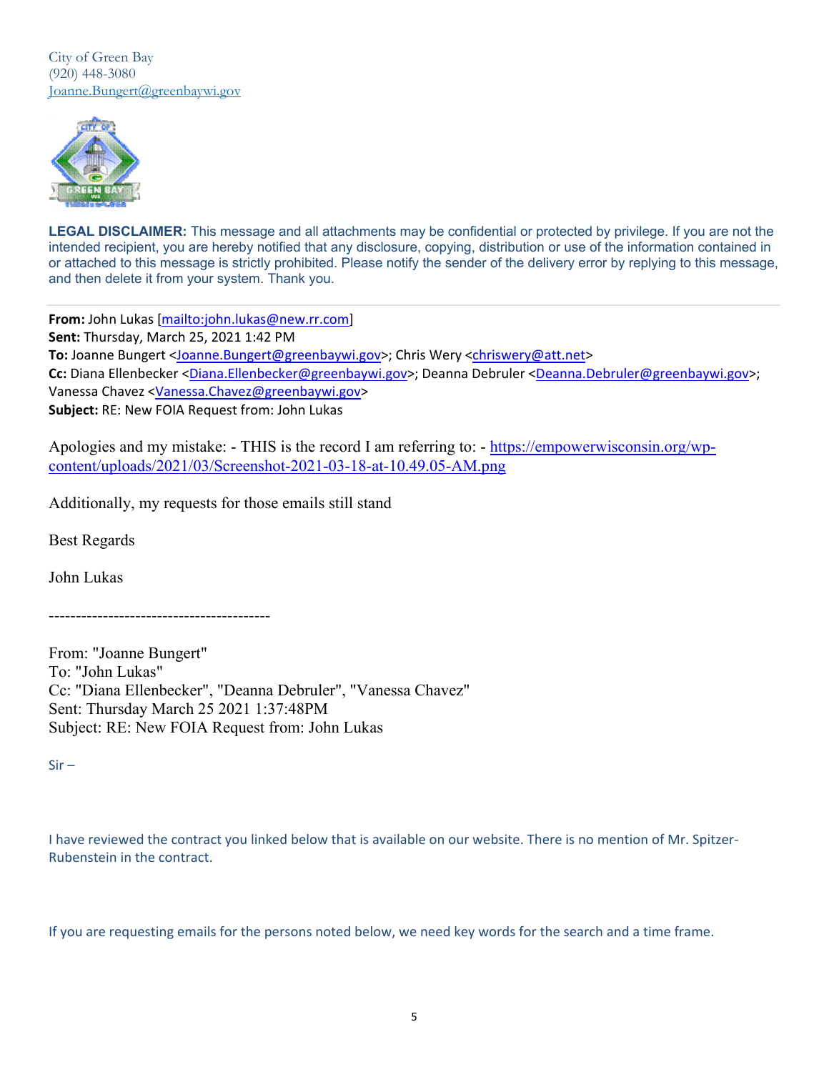City of Green Bay
(920) 448-3080
Joanne.Bungert@greenbaywi.gov

**LEGAL DISCLAIMER:** This message and all attachments may be confidential or protected by privilege. If you are not the intended recipient, you are hereby notified that any disclosure, copying, distribution or use of the information contained in or attached to this message is strictly prohibited. Please notify the sender of the delivery error by replying to this message, and then delete it from your system. Thank you.

---

**From:** John Lukas [mailto:john.lukas@new.rr.com]
**Sent:** Thursday, March 25, 2021 1:42 PM
**To:** Joanne Bungert <Joanne.Bungert@greenbaywi.gov>; Chris Wery <chriswery@att.net>
**Cc:** Diana Ellenbecker <Diana.Ellenbecker@greenbaywi.gov>; Deanna Debruler <Deanna.Debruler@greenbaywi.gov>; Vanessa Chavez <Vanessa.Chavez@greenbaywi.gov>
**Subject:** RE: New FOIA Request from: John Lukas

Apologies and my mistake: - THIS is the record I am referring to: - https://empowerwisconsin.org/wp-content/uploads/2021/03/Screenshot-2021-03-18-at-10.49.05-AM.png

Additionally, my requests for those emails still stand

Best Regards

John Lukas

----------------------------------------

From: "Joanne Bungert"
To: "John Lukas"
Cc: "Diana Ellenbecker", "Deanna Debruler", "Vanessa Chavez"
Sent: Thursday March 25 2021 1:37:48PM
Subject: RE: New FOIA Request from: John Lukas

Sir –

I have reviewed the contract you linked below that is available on our website. There is no mention of Mr. Spitzer-Rubenstein in the contract.

If you are requesting emails for the persons noted below, we need key words for the search and a time frame.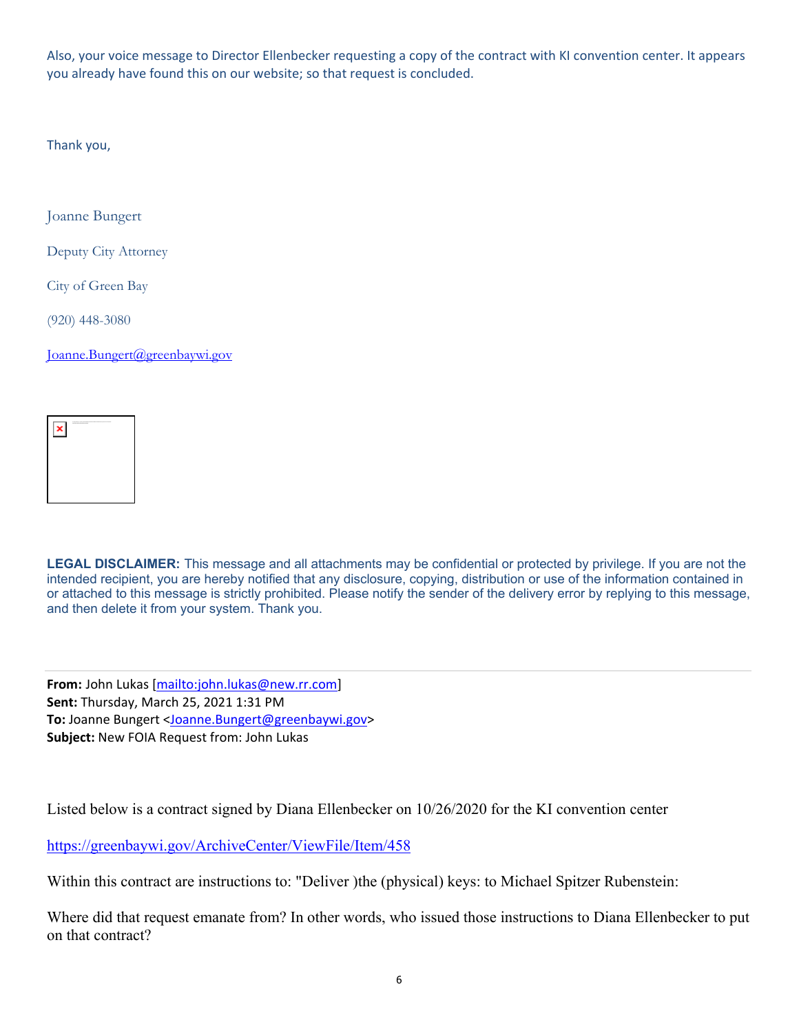Also, your voice message to Director Ellenbecker requesting a copy of the contract with KI convention center. It appears you already have found this on our website; so that request is concluded.

Thank you,

Joanne Bungert

Deputy City Attorney

City of Green Bay

(920) 448-3080

Joanne.Bungert@greenbaywi.gov

**LEGAL DISCLAIMER:** This message and all attachments may be confidential or protected by privilege. If you are not the intended recipient, you are hereby notified that any disclosure, copying, distribution or use of the information contained in or attached to this message is strictly prohibited. Please notify the sender of the delivery error by replying to this message, and then delete it from your system. Thank you.

---

**From:** John Lukas [mailto:john.lukas@new.rr.com]
**Sent:** Thursday, March 25, 2021 1:31 PM
**To:** Joanne Bungert <Joanne.Bungert@greenbaywi.gov>
**Subject:** New FOIA Request from: John Lukas

Listed below is a contract signed by Diana Ellenbecker on 10/26/2020 for the KI convention center

https://greenbaywi.gov/ArchiveCenter/ViewFile/Item/458

Within this contract are instructions to: "Deliver )the (physical) keys: to Michael Spitzer Rubenstein:

Where did that request emanate from? In other words, who issued those instructions to Diana Ellenbecker to put on that contract?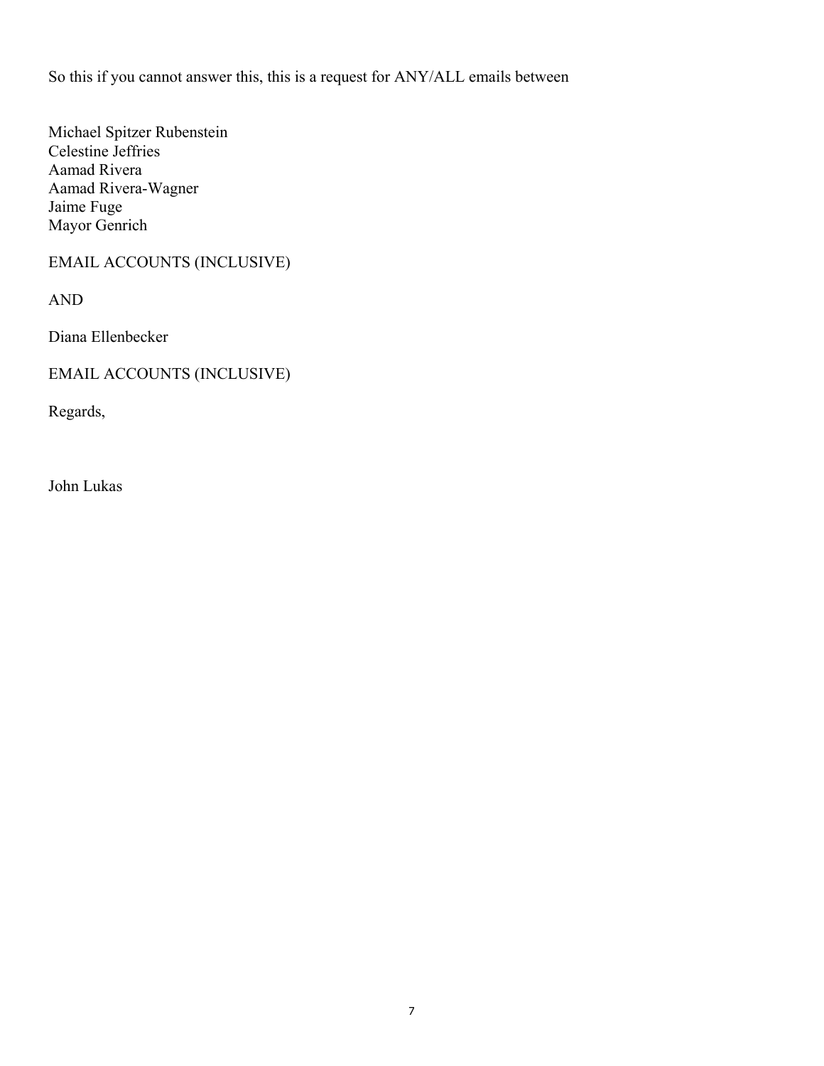So this if you cannot answer this, this is a request for ANY/ALL emails between

Michael Spitzer Rubenstein
Celestine Jeffries
Aamad Rivera
Aamad Rivera-Wagner
Jaime Fuge
Mayor Genrich

EMAIL ACCOUNTS (INCLUSIVE)

AND

Diana Ellenbecker

EMAIL ACCOUNTS (INCLUSIVE)

Regards,

John Lukas